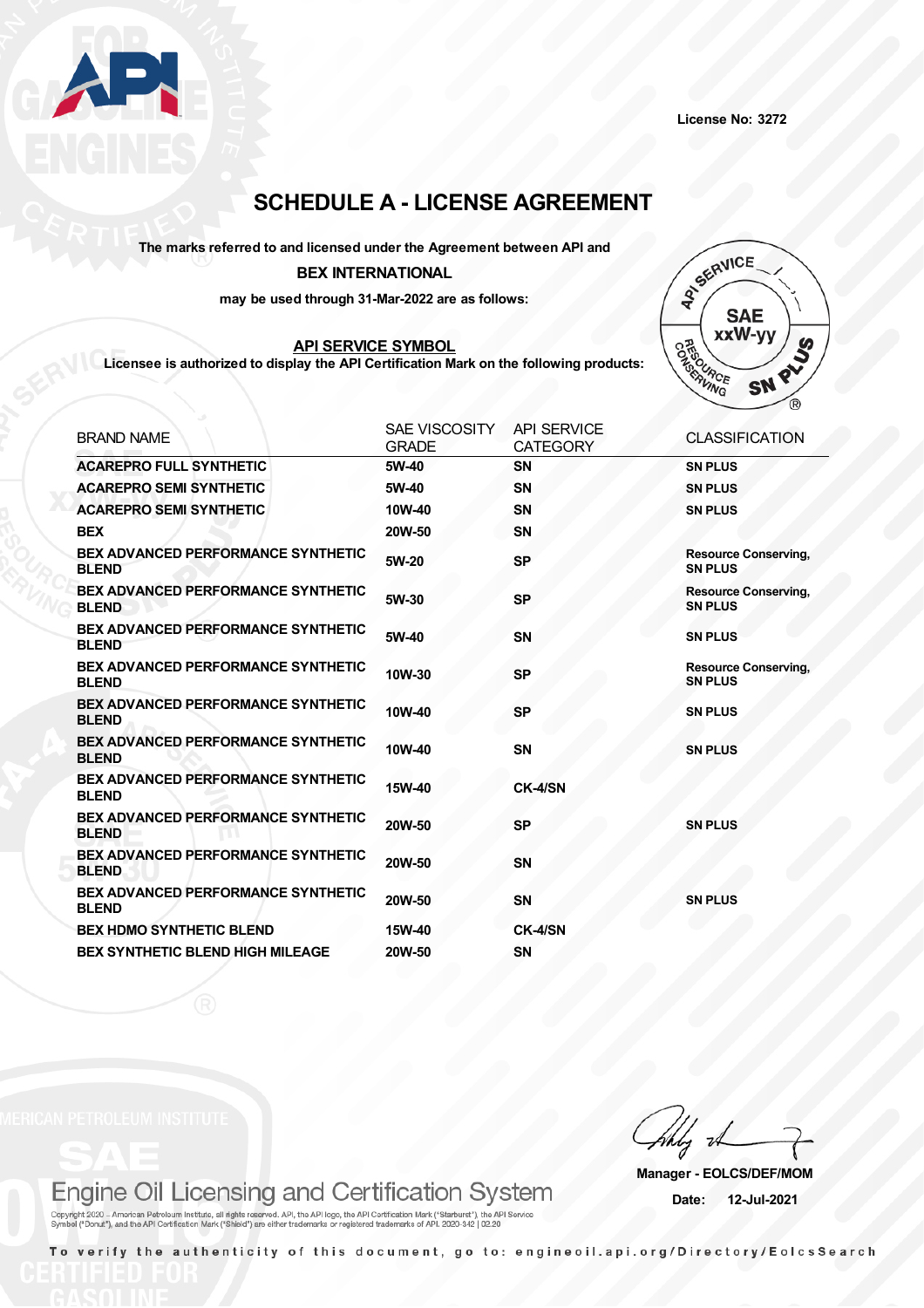License No: 3272

# SCHEDULE A - LICENSE AGREEMENT

**The marks referred to and licensed under the Agreement between API and**

**BEX INTERNATIONAL**

**may be used through 31-Mar-2022 are as follows:**

**API SERVICE SYMBOL**

**Licensee is authorized to display the API Certification Mark on the following products:**

| BRAND NAME | SAE VISCOSITY GRADE | API SERVICE CATEGORY | CLASSIFICATION |
|---|---|---|---|
| **ACAREPRO FULL SYNTHETIC** | **5W-40** | **SN** | **SN PLUS** |
| **ACAREPRO SEMI SYNTHETIC** | **5W-40** | **SN** | **SN PLUS** |
| **ACAREPRO SEMI SYNTHETIC** | **10W-40** | **SN** | **SN PLUS** |
| **BEX** | **20W-50** | **SN** | |
| **BEX ADVANCED PERFORMANCE SYNTHETIC BLEND** | **5W-20** | **SP** | **Resource Conserving, SN PLUS** |
| **BEX ADVANCED PERFORMANCE SYNTHETIC BLEND** | **5W-30** | **SP** | **Resource Conserving, SN PLUS** |
| **BEX ADVANCED PERFORMANCE SYNTHETIC BLEND** | **5W-40** | **SN** | **SN PLUS** |
| **BEX ADVANCED PERFORMANCE SYNTHETIC BLEND** | **10W-30** | **SP** | **Resource Conserving, SN PLUS** |
| **BEX ADVANCED PERFORMANCE SYNTHETIC BLEND** | **10W-40** | **SP** | **SN PLUS** |
| **BEX ADVANCED PERFORMANCE SYNTHETIC BLEND** | **10W-40** | **SN** | **SN PLUS** |
| **BEX ADVANCED PERFORMANCE SYNTHETIC BLEND** | **15W-40** | **CK-4/SN** | |
| **BEX ADVANCED PERFORMANCE SYNTHETIC BLEND** | **20W-50** | **SP** | **SN PLUS** |
| **BEX ADVANCED PERFORMANCE SYNTHETIC BLEND** | **20W-50** | **SN** | |
| **BEX ADVANCED PERFORMANCE SYNTHETIC BLEND** | **20W-50** | **SN** | **SN PLUS** |
| **BEX HDMO SYNTHETIC BLEND** | **15W-40** | **CK-4/SN** | |
| **BEX SYNTHETIC BLEND HIGH MILEAGE** | **20W-50** | **SN** | |

**Manager - EOLCS/DEF/MOM**

**Date: 12-Jul-2021**

Engine Oil Licensing and Certification System

Copyright 2020 – American Petroleum Institute, all rights reserved. API, the API logo, the API Certification Mark ("Starburst"), the API Service Symbol ("Donut"), and the API Certification Mark ("Shield") are either trademarks or registered trademarks of API. 2020-342 | 02.20

To verify the authenticity of this document, go to: engineoil.api.org/Directory/EolcsSearch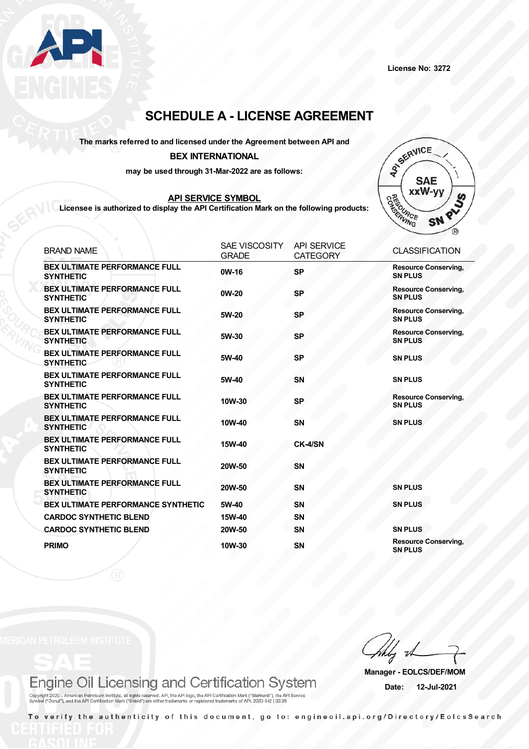License No: 3272

# SCHEDULE A - LICENSE AGREEMENT

**The marks referred to and licensed under the Agreement between API and**

**BEX INTERNATIONAL**

**may be used through 31-Mar-2022 are as follows:**

## API SERVICE SYMBOL

**Licensee is authorized to display the API Certification Mark on the following products:**

| BRAND NAME | SAE VISCOSITY GRADE | API SERVICE CATEGORY | CLASSIFICATION |
|---|---|---|---|
| BEX ULTIMATE PERFORMANCE FULL SYNTHETIC | 0W-16 | SP | Resource Conserving, SN PLUS |
| BEX ULTIMATE PERFORMANCE FULL SYNTHETIC | 0W-20 | SP | Resource Conserving, SN PLUS |
| BEX ULTIMATE PERFORMANCE FULL SYNTHETIC | 5W-20 | SP | Resource Conserving, SN PLUS |
| BEX ULTIMATE PERFORMANCE FULL SYNTHETIC | 5W-30 | SP | Resource Conserving, SN PLUS |
| BEX ULTIMATE PERFORMANCE FULL SYNTHETIC | 5W-40 | SP | SN PLUS |
| BEX ULTIMATE PERFORMANCE FULL SYNTHETIC | 5W-40 | SN | SN PLUS |
| BEX ULTIMATE PERFORMANCE FULL SYNTHETIC | 10W-30 | SP | Resource Conserving, SN PLUS |
| BEX ULTIMATE PERFORMANCE FULL SYNTHETIC | 10W-40 | SN | SN PLUS |
| BEX ULTIMATE PERFORMANCE FULL SYNTHETIC | 15W-40 | CK-4/SN | |
| BEX ULTIMATE PERFORMANCE FULL SYNTHETIC | 20W-50 | SN | |
| BEX ULTIMATE PERFORMANCE FULL SYNTHETIC | 20W-50 | SN | SN PLUS |
| BEX ULTIMATE PERFORMANCE SYNTHETIC | 5W-40 | SN | SN PLUS |
| CARDOC SYNTHETIC BLEND | 15W-40 | SN | |
| CARDOC SYNTHETIC BLEND | 20W-50 | SN | SN PLUS |
| PRIMO | 10W-30 | SN | Resource Conserving, SN PLUS |

**Manager - EOLCS/DEF/MOM**

**Date: 12-Jul-2021**

Engine Oil Licensing and Certification System

Copyright 2020 – American Petroleum Institute, all rights reserved. API, the API logo, the API Certification Mark ("Starburst"), the API Service Symbol ("Donut"), and the API Certification Mark ("Shield") are either trademarks or registered trademarks of API. 2020-342 | 02.20

To verify the authenticity of this document, go to: engineoil.api.org/Directory/EolcsSearch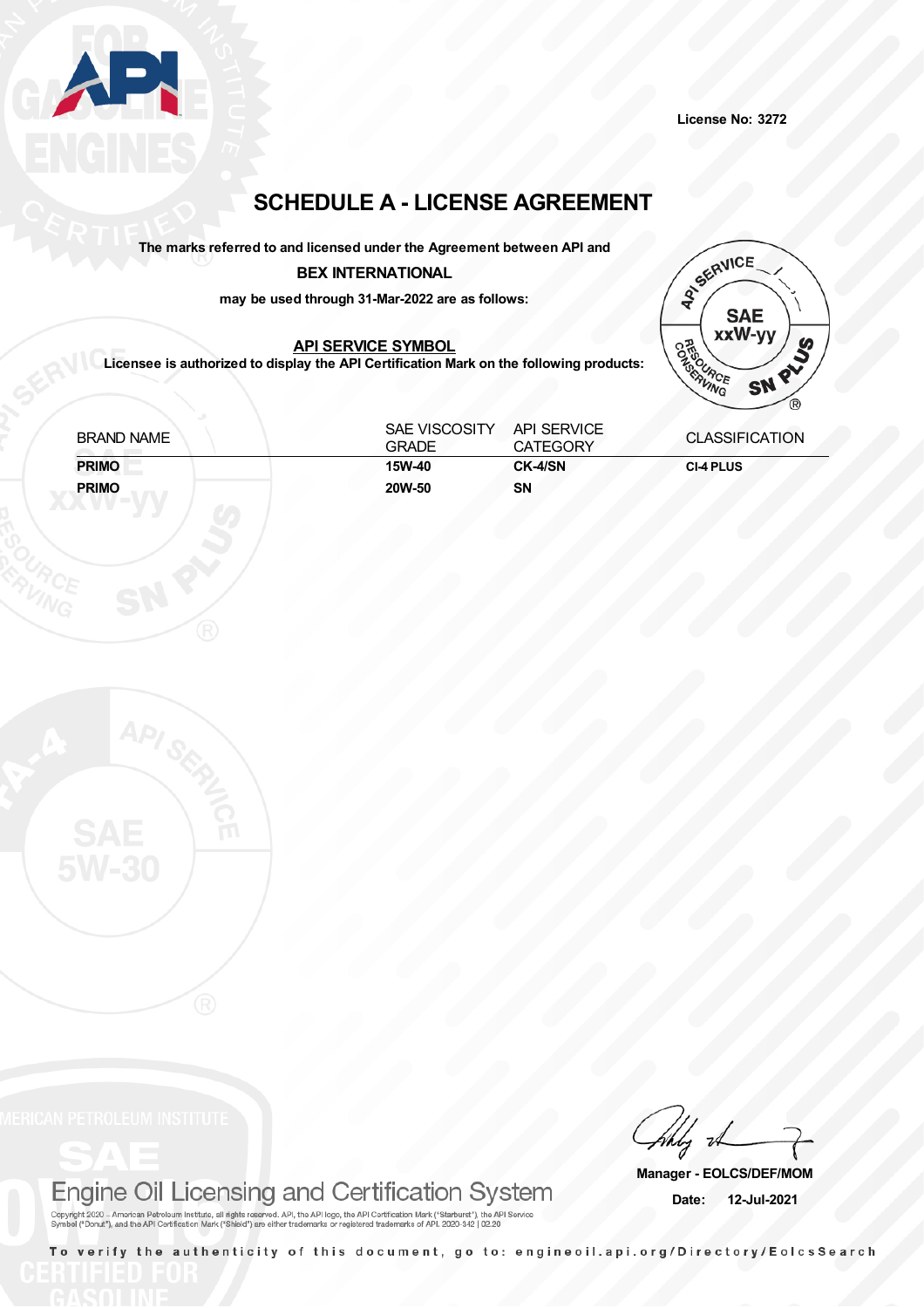License No: 3272

# SCHEDULE A - LICENSE AGREEMENT

**The marks referred to and licensed under the Agreement between API and**

**BEX INTERNATIONAL**

**may be used through 31-Mar-2022 are as follows:**

**API SERVICE SYMBOL**

**Licensee is authorized to display the API Certification Mark on the following products:**

| BRAND NAME | SAE VISCOSITY GRADE | API SERVICE CATEGORY | CLASSIFICATION |
|---|---|---|---|
| **PRIMO** | **15W-40** | **CK-4/SN** | **CI-4 PLUS** |
| **PRIMO** | **20W-50** | **SN** | |

**Manager - EOLCS/DEF/MOM**

**Date: 12-Jul-2021**

Engine Oil Licensing and Certification System

Copyright 2020 – American Petroleum Institute, all rights reserved. API, the API logo, the API Certification Mark ("Starburst"), the API Service Symbol ("Donut"), and the API Certification Mark ("Shield") are either trademarks or registered trademarks of API. 2020-342 | 02.20

To verify the authenticity of this document, go to: engineoil.api.org/Directory/EolcsSearch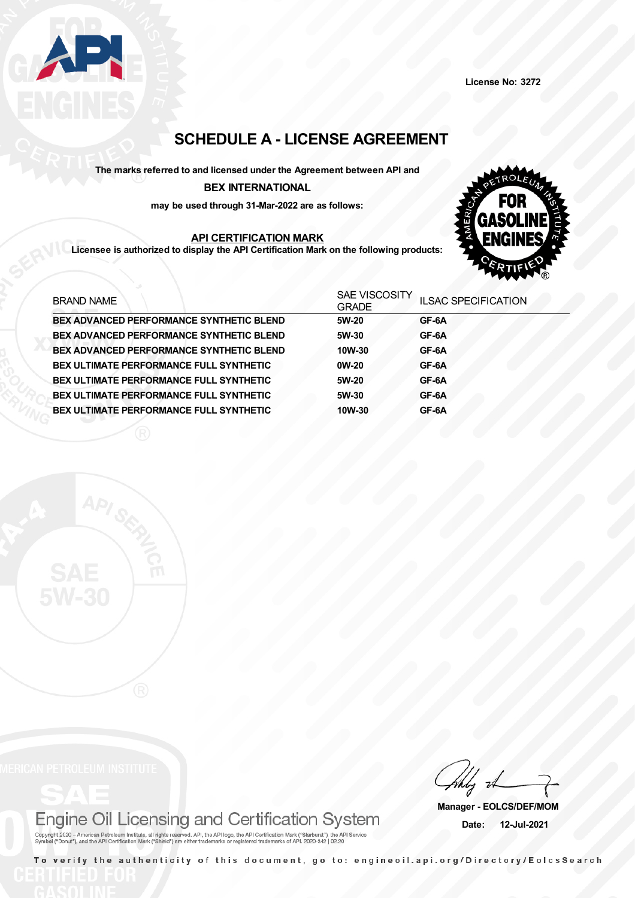License No: 3272

# SCHEDULE A - LICENSE AGREEMENT

**The marks referred to and licensed under the Agreement between API and**

**BEX INTERNATIONAL**

**may be used through 31-Mar-2022 are as follows:**

**API CERTIFICATION MARK**

**Licensee is authorized to display the API Certification Mark on the following products:**

| BRAND NAME | SAE VISCOSITY GRADE | ILSAC SPECIFICATION |
|---|---|---|
| **BEX ADVANCED PERFORMANCE SYNTHETIC BLEND** | **5W-20** | **GF-6A** |
| **BEX ADVANCED PERFORMANCE SYNTHETIC BLEND** | **5W-30** | **GF-6A** |
| **BEX ADVANCED PERFORMANCE SYNTHETIC BLEND** | **10W-30** | **GF-6A** |
| **BEX ULTIMATE PERFORMANCE FULL SYNTHETIC** | **0W-20** | **GF-6A** |
| **BEX ULTIMATE PERFORMANCE FULL SYNTHETIC** | **5W-20** | **GF-6A** |
| **BEX ULTIMATE PERFORMANCE FULL SYNTHETIC** | **5W-30** | **GF-6A** |
| **BEX ULTIMATE PERFORMANCE FULL SYNTHETIC** | **10W-30** | **GF-6A** |

**Manager - EOLCS/DEF/MOM**

**Date: 12-Jul-2021**

Engine Oil Licensing and Certification System

Copyright 2020 – American Petroleum Institute, all rights reserved. API, the API logo, the API Certification Mark ("Starburst"), the API Service Symbol ("Donut"), and the API Certification Mark ("Shield") are either trademarks or registered trademarks of API. 2020-342 | 02.20

To verify the authenticity of this document, go to: engineoil.api.org/Directory/EolcsSearch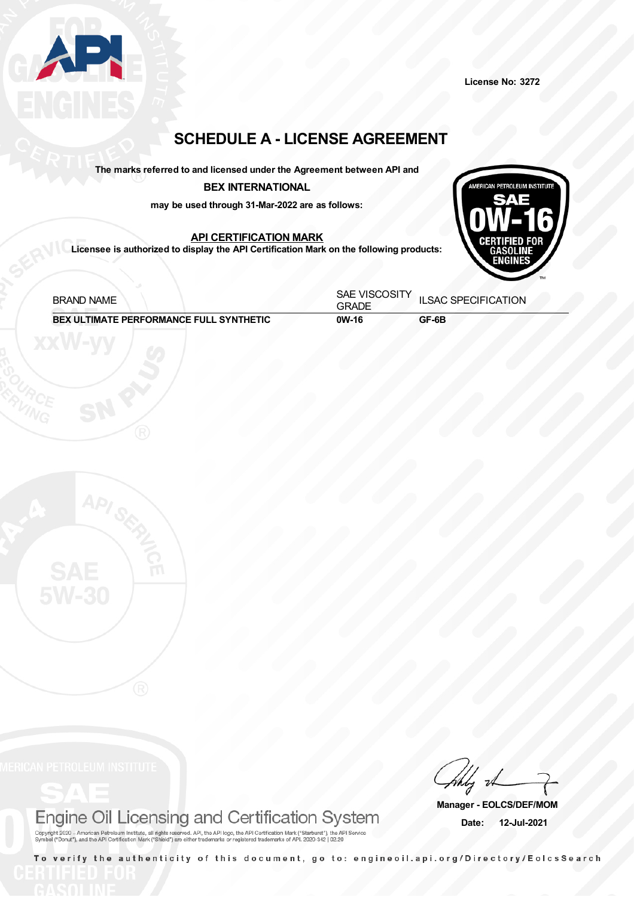License No: 3272

# SCHEDULE A - LICENSE AGREEMENT

**The marks referred to and licensed under the Agreement between API and**

**BEX INTERNATIONAL**

**may be used through 31-Mar-2022 are as follows:**

## API CERTIFICATION MARK

**Licensee is authorized to display the API Certification Mark on the following products:**

AMERICAN PETROLEUM INSTITUTE
SAE
0W-16
CERTIFIED FOR
GASOLINE
ENGINES

| BRAND NAME | SAE VISCOSITY GRADE | ILSAC SPECIFICATION |
|---|---|---|
| **BEX ULTIMATE PERFORMANCE FULL SYNTHETIC** | **0W-16** | **GF-6B** |

Manager - EOLCS/DEF/MOM

Date: 12-Jul-2021

Engine Oil Licensing and Certification System

Copyright 2020 – American Petroleum Institute, all rights reserved. API, the API logo, the API Certification Mark ("Starburst"), the API Service Symbol ("Donut"), and the API Certification Mark ("Shield") are either trademarks or registered trademarks of API. 2020-342 | 02.20

To verify the authenticity of this document, go to: engineoil.api.org/Directory/EolcsSearch